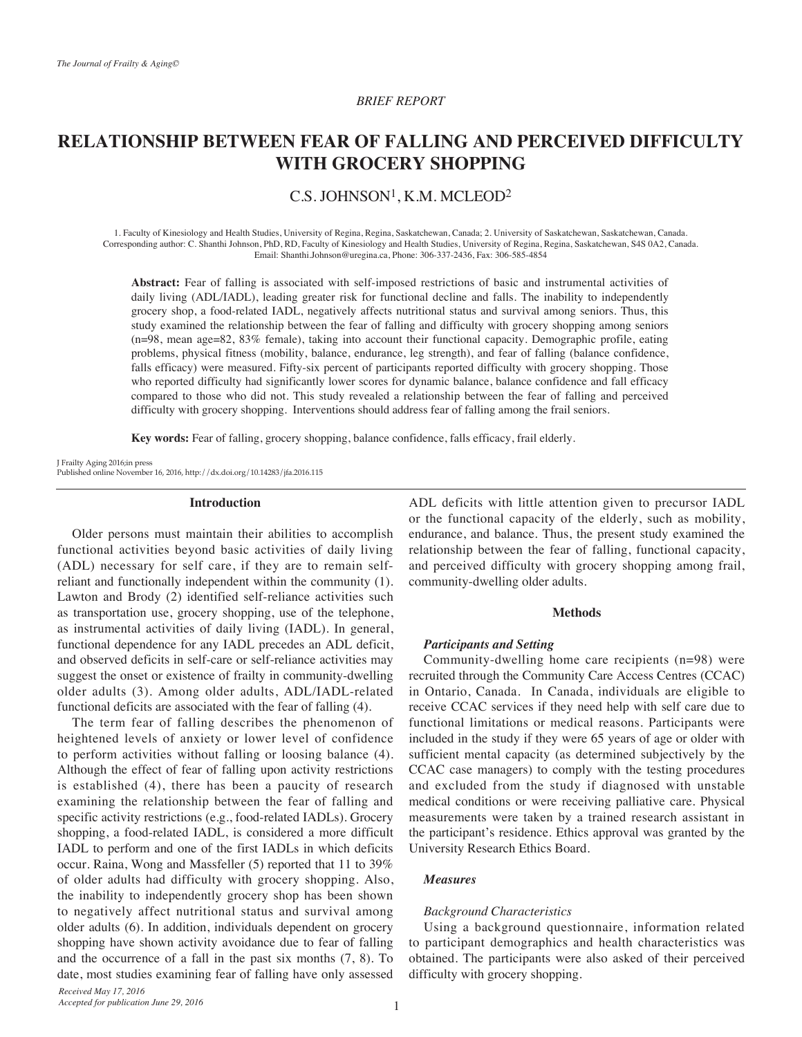*BRIEF REPORT*

# RELATIONSHIP BETWEEN FEAR OF FALLING AND PERCEIVED DIFFICULTY WITH GROCERY SHOPPING

C.S. JOHNSON[1], K.M. MCLEOD[2]

1. Faculty of Kinesiology and Health Studies, University of Regina, Regina, Saskatchewan, Canada; 2. University of Saskatchewan, Saskatchewan, Canada.
Corresponding author: C. Shanthi Johnson, PhD, RD, Faculty of Kinesiology and Health Studies, University of Regina, Regina, Saskatchewan, S4S 0A2, Canada.
Email: Shanthi.Johnson@uregina.ca, Phone: 306-337-2436, Fax: 306-585-4854

**Abstract:** Fear of falling is associated with self-imposed restrictions of basic and instrumental activities of daily living (ADL/IADL), leading greater risk for functional decline and falls. The inability to independently grocery shop, a food-related IADL, negatively affects nutritional status and survival among seniors. Thus, this study examined the relationship between the fear of falling and difficulty with grocery shopping among seniors (n=98, mean age=82, 83% female), taking into account their functional capacity. Demographic profile, eating problems, physical fitness (mobility, balance, endurance, leg strength), and fear of falling (balance confidence, falls efficacy) were measured. Fifty-six percent of participants reported difficulty with grocery shopping. Those who reported difficulty had significantly lower scores for dynamic balance, balance confidence and fall efficacy compared to those who did not. This study revealed a relationship between the fear of falling and perceived difficulty with grocery shopping. Interventions should address fear of falling among the frail seniors.

**Key words:** Fear of falling, grocery shopping, balance confidence, falls efficacy, frail elderly.

J Frailty Aging 2016;in press
Published online November 16, 2016, http://dx.doi.org/10.14283/jfa.2016.115

## Introduction

Older persons must maintain their abilities to accomplish functional activities beyond basic activities of daily living (ADL) necessary for self care, if they are to remain self-reliant and functionally independent within the community (1). Lawton and Brody (2) identified self-reliance activities such as transportation use, grocery shopping, use of the telephone, as instrumental activities of daily living (IADL). In general, functional dependence for any IADL precedes an ADL deficit, and observed deficits in self-care or self-reliance activities may suggest the onset or existence of frailty in community-dwelling older adults (3). Among older adults, ADL/IADL-related functional deficits are associated with the fear of falling (4).

The term fear of falling describes the phenomenon of heightened levels of anxiety or lower level of confidence to perform activities without falling or loosing balance (4). Although the effect of fear of falling upon activity restrictions is established (4), there has been a paucity of research examining the relationship between the fear of falling and specific activity restrictions (e.g., food-related IADLs). Grocery shopping, a food-related IADL, is considered a more difficult IADL to perform and one of the first IADLs in which deficits occur. Raina, Wong and Massfeller (5) reported that 11 to 39% of older adults had difficulty with grocery shopping. Also, the inability to independently grocery shop has been shown to negatively affect nutritional status and survival among older adults (6). In addition, individuals dependent on grocery shopping have shown activity avoidance due to fear of falling and the occurrence of a fall in the past six months (7, 8). To date, most studies examining fear of falling have only assessed ADL deficits with little attention given to precursor IADL or the functional capacity of the elderly, such as mobility, endurance, and balance. Thus, the present study examined the relationship between the fear of falling, functional capacity, and perceived difficulty with grocery shopping among frail, community-dwelling older adults.

## Methods

### Participants and Setting

Community-dwelling home care recipients (n=98) were recruited through the Community Care Access Centres (CCAC) in Ontario, Canada. In Canada, individuals are eligible to receive CCAC services if they need help with self care due to functional limitations or medical reasons. Participants were included in the study if they were 65 years of age or older with sufficient mental capacity (as determined subjectively by the CCAC case managers) to comply with the testing procedures and excluded from the study if diagnosed with unstable medical conditions or were receiving palliative care. Physical measurements were taken by a trained research assistant in the participant's residence. Ethics approval was granted by the University Research Ethics Board.

### Measures

#### *Background Characteristics*

Using a background questionnaire, information related to participant demographics and health characteristics was obtained. The participants were also asked of their perceived difficulty with grocery shopping.

*Received May 17, 2016*
*Accepted for publication June 29, 2016*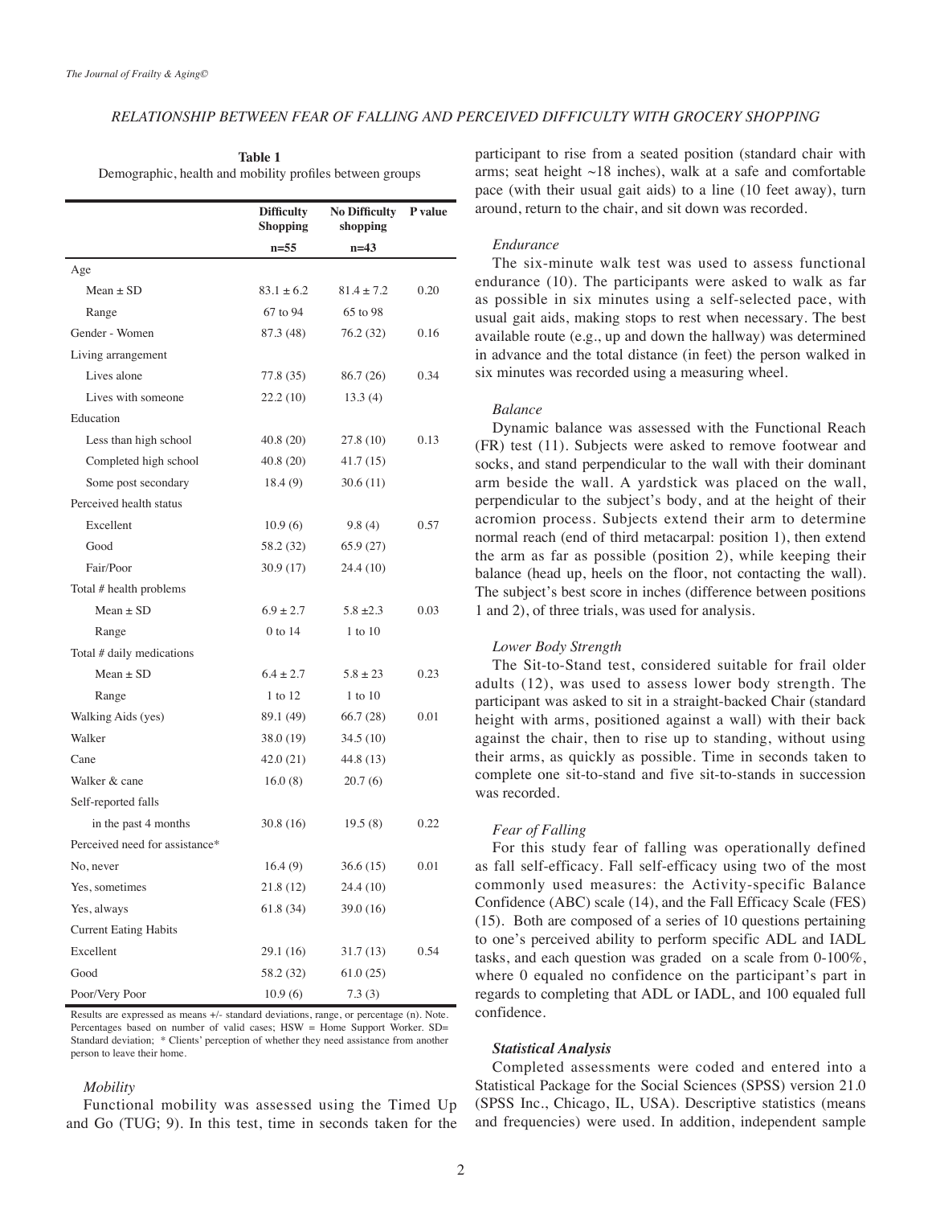**Table 1**
Demographic, health and mobility profiles between groups

| | Difficulty Shopping | No Difficulty shopping | P value |
|---|---|---|---|
| | n=55 | n=43 | |
| Age | | | |
| Mean ± SD | 83.1 ± 6.2 | 81.4 ± 7.2 | 0.20 |
| Range | 67 to 94 | 65 to 98 | |
| Gender - Women | 87.3 (48) | 76.2 (32) | 0.16 |
| Living arrangement | | | |
| Lives alone | 77.8 (35) | 86.7 (26) | 0.34 |
| Lives with someone | 22.2 (10) | 13.3 (4) | |
| Education | | | |
| Less than high school | 40.8 (20) | 27.8 (10) | 0.13 |
| Completed high school | 40.8 (20) | 41.7 (15) | |
| Some post secondary | 18.4 (9) | 30.6 (11) | |
| Perceived health status | | | |
| Excellent | 10.9 (6) | 9.8 (4) | 0.57 |
| Good | 58.2 (32) | 65.9 (27) | |
| Fair/Poor | 30.9 (17) | 24.4 (10) | |
| Total # health problems | | | |
| Mean ± SD | 6.9 ± 2.7 | 5.8 ±2.3 | 0.03 |
| Range | 0 to 14 | 1 to 10 | |
| Total # daily medications | | | |
| Mean ± SD | 6.4 ± 2.7 | 5.8 ± 23 | 0.23 |
| Range | 1 to 12 | 1 to 10 | |
| Walking Aids (yes) | 89.1 (49) | 66.7 (28) | 0.01 |
| Walker | 38.0 (19) | 34.5 (10) | |
| Cane | 42.0 (21) | 44.8 (13) | |
| Walker & cane | 16.0 (8) | 20.7 (6) | |
| Self-reported falls | | | |
| in the past 4 months | 30.8 (16) | 19.5 (8) | 0.22 |
| Perceived need for assistance* | | | |
| No, never | 16.4 (9) | 36.6 (15) | 0.01 |
| Yes, sometimes | 21.8 (12) | 24.4 (10) | |
| Yes, always | 61.8 (34) | 39.0 (16) | |
| Current Eating Habits | | | |
| Excellent | 29.1 (16) | 31.7 (13) | 0.54 |
| Good | 58.2 (32) | 61.0 (25) | |
| Poor/Very Poor | 10.9 (6) | 7.3 (3) | |

Results are expressed as means +/- standard deviations, range, or percentage (n). Note. Percentages based on number of valid cases; HSW = Home Support Worker. SD= Standard deviation; * Clients' perception of whether they need assistance from another person to leave their home.

*Mobility*

Functional mobility was assessed using the Timed Up and Go (TUG; 9). In this test, time in seconds taken for the participant to rise from a seated position (standard chair with arms; seat height ~18 inches), walk at a safe and comfortable pace (with their usual gait aids) to a line (10 feet away), turn around, return to the chair, and sit down was recorded.

*Endurance*

The six-minute walk test was used to assess functional endurance (10). The participants were asked to walk as far as possible in six minutes using a self-selected pace, with usual gait aids, making stops to rest when necessary. The best available route (e.g., up and down the hallway) was determined in advance and the total distance (in feet) the person walked in six minutes was recorded using a measuring wheel.

*Balance*

Dynamic balance was assessed with the Functional Reach (FR) test (11). Subjects were asked to remove footwear and socks, and stand perpendicular to the wall with their dominant arm beside the wall. A yardstick was placed on the wall, perpendicular to the subject's body, and at the height of their acromion process. Subjects extend their arm to determine normal reach (end of third metacarpal: position 1), then extend the arm as far as possible (position 2), while keeping their balance (head up, heels on the floor, not contacting the wall). The subject's best score in inches (difference between positions 1 and 2), of three trials, was used for analysis.

*Lower Body Strength*

The Sit-to-Stand test, considered suitable for frail older adults (12), was used to assess lower body strength. The participant was asked to sit in a straight-backed Chair (standard height with arms, positioned against a wall) with their back against the chair, then to rise up to standing, without using their arms, as quickly as possible. Time in seconds taken to complete one sit-to-stand and five sit-to-stands in succession was recorded.

*Fear of Falling*

For this study fear of falling was operationally defined as fall self-efficacy. Fall self-efficacy using two of the most commonly used measures: the Activity-specific Balance Confidence (ABC) scale (14), and the Fall Efficacy Scale (FES) (15). Both are composed of a series of 10 questions pertaining to one's perceived ability to perform specific ADL and IADL tasks, and each question was graded on a scale from 0-100%, where 0 equaled no confidence on the participant's part in regards to completing that ADL or IADL, and 100 equaled full confidence.

***Statistical Analysis***

Completed assessments were coded and entered into a Statistical Package for the Social Sciences (SPSS) version 21.0 (SPSS Inc., Chicago, IL, USA). Descriptive statistics (means and frequencies) were used. In addition, independent sample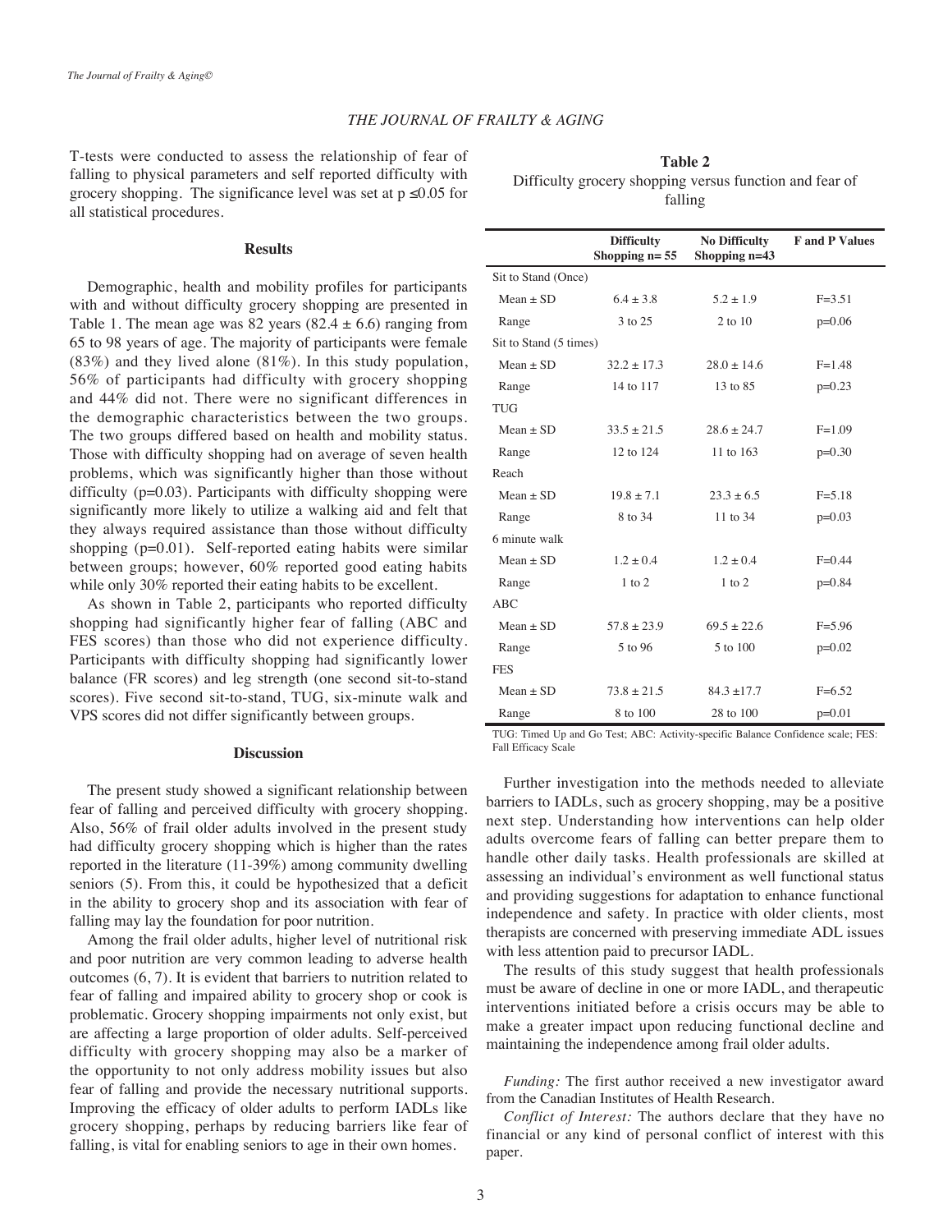T-tests were conducted to assess the relationship of fear of falling to physical parameters and self reported difficulty with grocery shopping. The significance level was set at $p \leq 0.05$ for all statistical procedures.

## Results

Demographic, health and mobility profiles for participants with and without difficulty grocery shopping are presented in Table 1. The mean age was 82 years ($82.4 \pm 6.6$) ranging from 65 to 98 years of age. The majority of participants were female (83%) and they lived alone (81%). In this study population, 56% of participants had difficulty with grocery shopping and 44% did not. There were no significant differences in the demographic characteristics between the two groups. The two groups differed based on health and mobility status. Those with difficulty shopping had on average of seven health problems, which was significantly higher than those without difficulty ($p=0.03$). Participants with difficulty shopping were significantly more likely to utilize a walking aid and felt that they always required assistance than those without difficulty shopping ($p=0.01$). Self-reported eating habits were similar between groups; however, 60% reported good eating habits while only 30% reported their eating habits to be excellent.

As shown in Table 2, participants who reported difficulty shopping had significantly higher fear of falling (ABC and FES scores) than those who did not experience difficulty. Participants with difficulty shopping had significantly lower balance (FR scores) and leg strength (one second sit-to-stand scores). Five second sit-to-stand, TUG, six-minute walk and VPS scores did not differ significantly between groups.

**Table 2**
Difficulty grocery shopping versus function and fear of falling

| | Difficulty Shopping n= 55 | No Difficulty Shopping n=43 | F and P Values |
|---|---|---|---|
| Sit to Stand (Once) | | | |
| Mean ± SD | 6.4 ± 3.8 | 5.2 ± 1.9 | F=3.51 |
| Range | 3 to 25 | 2 to 10 | p=0.06 |
| Sit to Stand (5 times) | | | |
| Mean ± SD | 32.2 ± 17.3 | 28.0 ± 14.6 | F=1.48 |
| Range | 14 to 117 | 13 to 85 | p=0.23 |
| TUG | | | |
| Mean ± SD | 33.5 ± 21.5 | 28.6 ± 24.7 | F=1.09 |
| Range | 12 to 124 | 11 to 163 | p=0.30 |
| Reach | | | |
| Mean ± SD | 19.8 ± 7.1 | 23.3 ± 6.5 | F=5.18 |
| Range | 8 to 34 | 11 to 34 | p=0.03 |
| 6 minute walk | | | |
| Mean ± SD | 1.2 ± 0.4 | 1.2 ± 0.4 | F=0.44 |
| Range | 1 to 2 | 1 to 2 | p=0.84 |
| ABC | | | |
| Mean ± SD | 57.8 ± 23.9 | 69.5 ± 22.6 | F=5.96 |
| Range | 5 to 96 | 5 to 100 | p=0.02 |
| FES | | | |
| Mean ± SD | 73.8 ± 21.5 | 84.3 ±17.7 | F=6.52 |
| Range | 8 to 100 | 28 to 100 | p=0.01 |

TUG: Timed Up and Go Test; ABC: Activity-specific Balance Confidence scale; FES: Fall Efficacy Scale

## Discussion

The present study showed a significant relationship between fear of falling and perceived difficulty with grocery shopping. Also, 56% of frail older adults involved in the present study had difficulty grocery shopping which is higher than the rates reported in the literature (11-39%) among community dwelling seniors (5). From this, it could be hypothesized that a deficit in the ability to grocery shop and its association with fear of falling may lay the foundation for poor nutrition.

Among the frail older adults, higher level of nutritional risk and poor nutrition are very common leading to adverse health outcomes (6, 7). It is evident that barriers to nutrition related to fear of falling and impaired ability to grocery shop or cook is problematic. Grocery shopping impairments not only exist, but are affecting a large proportion of older adults. Self-perceived difficulty with grocery shopping may also be a marker of the opportunity to not only address mobility issues but also fear of falling and provide the necessary nutritional supports. Improving the efficacy of older adults to perform IADLs like grocery shopping, perhaps by reducing barriers like fear of falling, is vital for enabling seniors to age in their own homes.

Further investigation into the methods needed to alleviate barriers to IADLs, such as grocery shopping, may be a positive next step. Understanding how interventions can help older adults overcome fears of falling can better prepare them to handle other daily tasks. Health professionals are skilled at assessing an individual's environment as well functional status and providing suggestions for adaptation to enhance functional independence and safety. In practice with older clients, most therapists are concerned with preserving immediate ADL issues with less attention paid to precursor IADL.

The results of this study suggest that health professionals must be aware of decline in one or more IADL, and therapeutic interventions initiated before a crisis occurs may be able to make a greater impact upon reducing functional decline and maintaining the independence among frail older adults.

*Funding:* The first author received a new investigator award from the Canadian Institutes of Health Research.

*Conflict of Interest:* The authors declare that they have no financial or any kind of personal conflict of interest with this paper.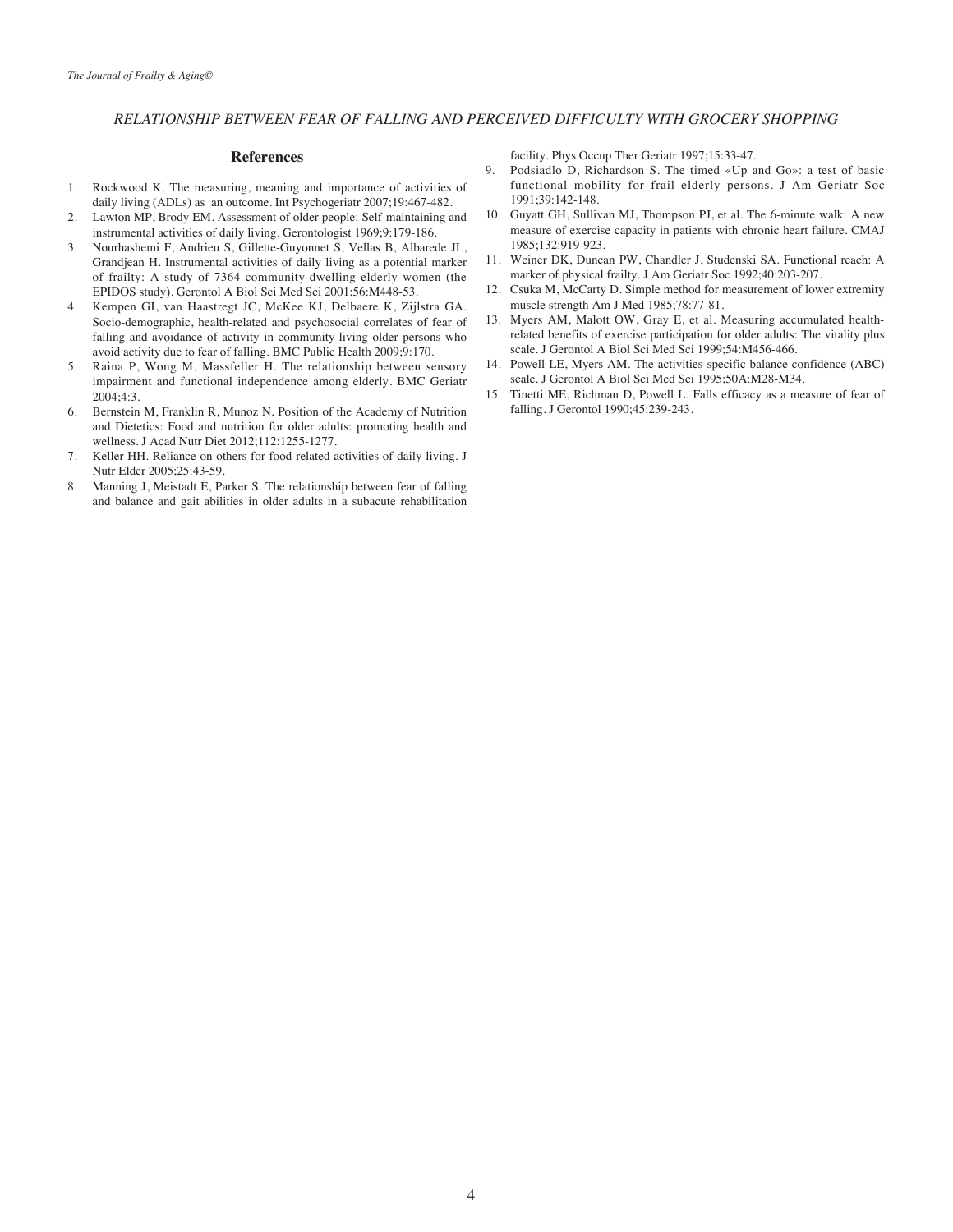## References

1. Rockwood K. The measuring, meaning and importance of activities of daily living (ADLs) as an outcome. Int Psychogeriatr 2007;19:467-482.
2. Lawton MP, Brody EM. Assessment of older people: Self-maintaining and instrumental activities of daily living. Gerontologist 1969;9:179-186.
3. Nourhashemi F, Andrieu S, Gillette-Guyonnet S, Vellas B, Albarede JL, Grandjean H. Instrumental activities of daily living as a potential marker of frailty: A study of 7364 community-dwelling elderly women (the EPIDOS study). Gerontol A Biol Sci Med Sci 2001;56:M448-53.
4. Kempen GI, van Haastregt JC, McKee KJ, Delbaere K, Zijlstra GA. Socio-demographic, health-related and psychosocial correlates of fear of falling and avoidance of activity in community-living older persons who avoid activity due to fear of falling. BMC Public Health 2009;9:170.
5. Raina P, Wong M, Massfeller H. The relationship between sensory impairment and functional independence among elderly. BMC Geriatr 2004;4:3.
6. Bernstein M, Franklin R, Munoz N. Position of the Academy of Nutrition and Dietetics: Food and nutrition for older adults: promoting health and wellness. J Acad Nutr Diet 2012;112:1255-1277.
7. Keller HH. Reliance on others for food-related activities of daily living. J Nutr Elder 2005;25:43-59.
8. Manning J, Meistadt E, Parker S. The relationship between fear of falling and balance and gait abilities in older adults in a subacute rehabilitation facility. Phys Occup Ther Geriatr 1997;15:33-47.
9. Podsiadlo D, Richardson S. The timed «Up and Go»: a test of basic functional mobility for frail elderly persons. J Am Geriatr Soc 1991;39:142-148.
10. Guyatt GH, Sullivan MJ, Thompson PJ, et al. The 6-minute walk: A new measure of exercise capacity in patients with chronic heart failure. CMAJ 1985;132:919-923.
11. Weiner DK, Duncan PW, Chandler J, Studenski SA. Functional reach: A marker of physical frailty. J Am Geriatr Soc 1992;40:203-207.
12. Csuka M, McCarty D. Simple method for measurement of lower extremity muscle strength Am J Med 1985;78:77-81.
13. Myers AM, Malott OW, Gray E, et al. Measuring accumulated health-related benefits of exercise participation for older adults: The vitality plus scale. J Gerontol A Biol Sci Med Sci 1999;54:M456-466.
14. Powell LE, Myers AM. The activities-specific balance confidence (ABC) scale. J Gerontol A Biol Sci Med Sci 1995;50A:M28-M34.
15. Tinetti ME, Richman D, Powell L. Falls efficacy as a measure of fear of falling. J Gerontol 1990;45:239-243.